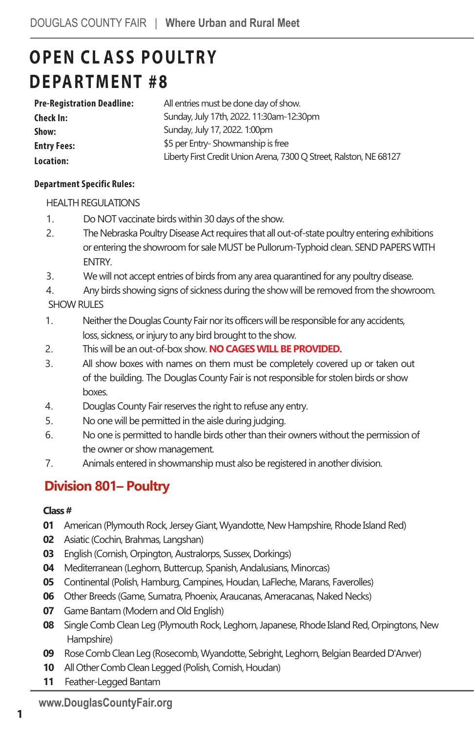# OPEN CLASS POULTRY DEPARTMENT #8

| | |
|---|---|
| **Pre-Registration Deadline:** | All entries must be done day of show. |
| **Check In:** | Sunday, July 17th, 2022. 11:30am-12:30pm |
| **Show:** | Sunday, July 17, 2022. 1:00pm |
| **Entry Fees:** | $5 per Entry- Showmanship is free |
| **Location:** | Liberty First Credit Union Arena, 7300 Q Street, Ralston, NE 68127 |

**Department Specific Rules:**

HEALTH REGULATIONS

1. Do NOT vaccinate birds within 30 days of the show.
2. The Nebraska Poultry Disease Act requires that all out-of-state poultry entering exhibitions or entering the showroom for sale MUST be Pullorum-Typhoid clean. SEND PAPERS WITH ENTRY.
3. We will not accept entries of birds from any area quarantined for any poultry disease.
4. Any birds showing signs of sickness during the show will be removed from the showroom.

SHOW RULES

1. Neither the Douglas County Fair nor its officers will be responsible for any accidents, loss, sickness, or injury to any bird brought to the show.
2. This will be an out-of-box show. **NO CAGES WILL BE PROVIDED.**
3. All show boxes with names on them must be completely covered up or taken out of the building. The Douglas County Fair is not responsible for stolen birds or show boxes.
4. Douglas County Fair reserves the right to refuse any entry.
5. No one will be permitted in the aisle during judging.
6. No one is permitted to handle birds other than their owners without the permission of the owner or show management.
7. Animals entered in showmanship must also be registered in another division.

## Division 801– Poultry

**Class #**

**01** American (Plymouth Rock, Jersey Giant, Wyandotte, New Hampshire, Rhode Island Red)
**02** Asiatic (Cochin, Brahmas, Langshan)
**03** English (Cornish, Orpington, Australorps, Sussex, Dorkings)
**04** Mediterranean (Leghorn, Buttercup, Spanish, Andalusians, Minorcas)
**05** Continental (Polish, Hamburg, Campines, Houdan, LaFleche, Marans, Faverolles)
**06** Other Breeds (Game, Sumatra, Phoenix, Araucanas, Ameracanas, Naked Necks)
**07** Game Bantam (Modern and Old English)
**08** Single Comb Clean Leg (Plymouth Rock, Leghorn, Japanese, Rhode Island Red, Orpingtons, New Hampshire)
**09** Rose Comb Clean Leg (Rosecomb, Wyandotte, Sebright, Leghorn, Belgian Bearded D'Anver)
**10** All Other Comb Clean Legged (Polish, Cornish, Houdan)
**11** Feather-Legged Bantam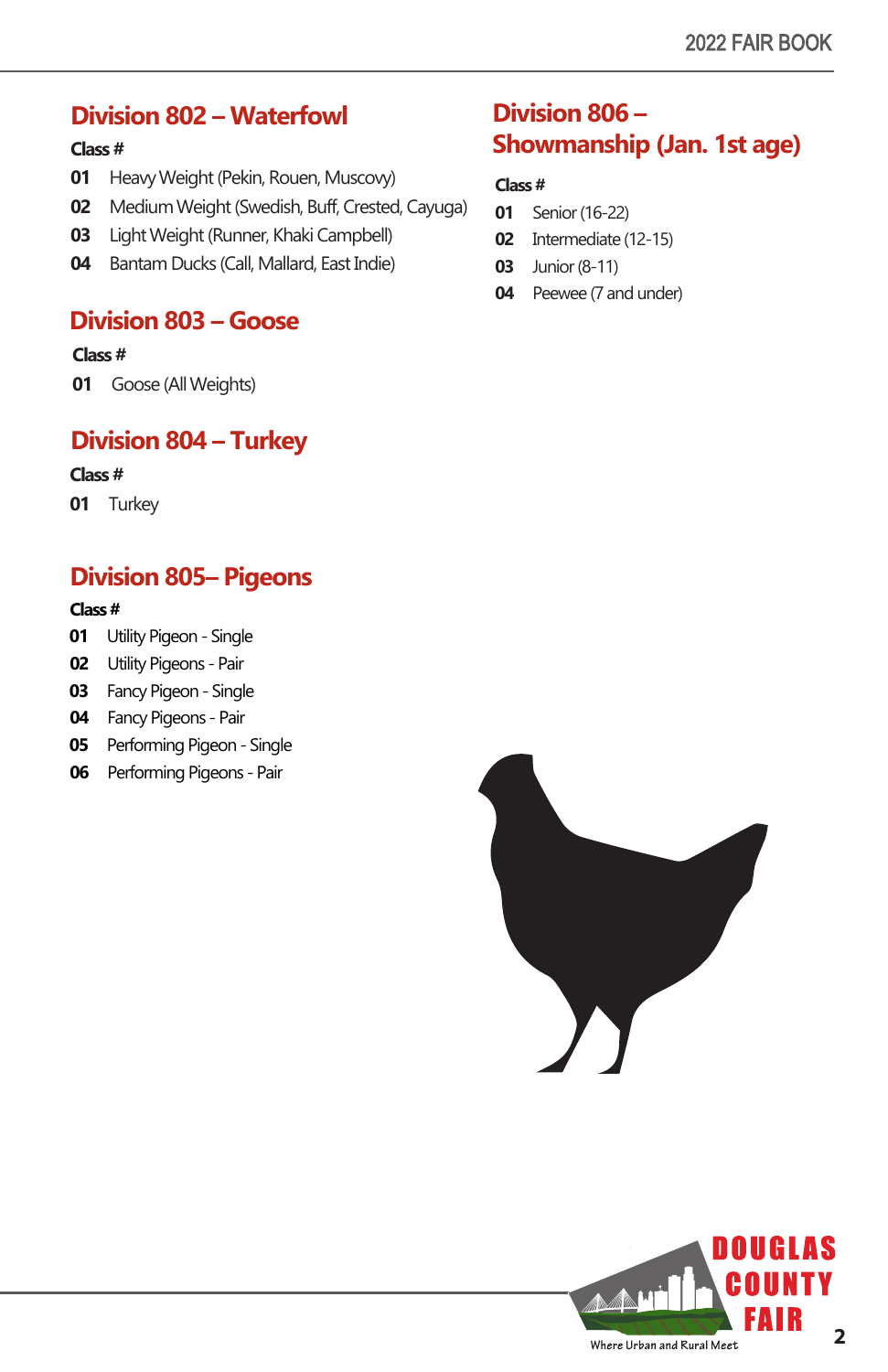## Division 802 – Waterfowl

**Class #**

**01** Heavy Weight (Pekin, Rouen, Muscovy)
**02** Medium Weight (Swedish, Buff, Crested, Cayuga)
**03** Light Weight (Runner, Khaki Campbell)
**04** Bantam Ducks (Call, Mallard, East Indie)

## Division 803 – Goose

**Class #**

**01** Goose (All Weights)

## Division 804 – Turkey

**Class #**

**01** Turkey

## Division 805– Pigeons

**Class #**

**01** Utility Pigeon - Single
**02** Utility Pigeons - Pair
**03** Fancy Pigeon - Single
**04** Fancy Pigeons - Pair
**05** Performing Pigeon - Single
**06** Performing Pigeons - Pair

## Division 806 – Showmanship (Jan. 1st age)

**Class #**

**01** Senior (16-22)
**02** Intermediate (12-15)
**03** Junior (8-11)
**04** Peewee (7 and under)